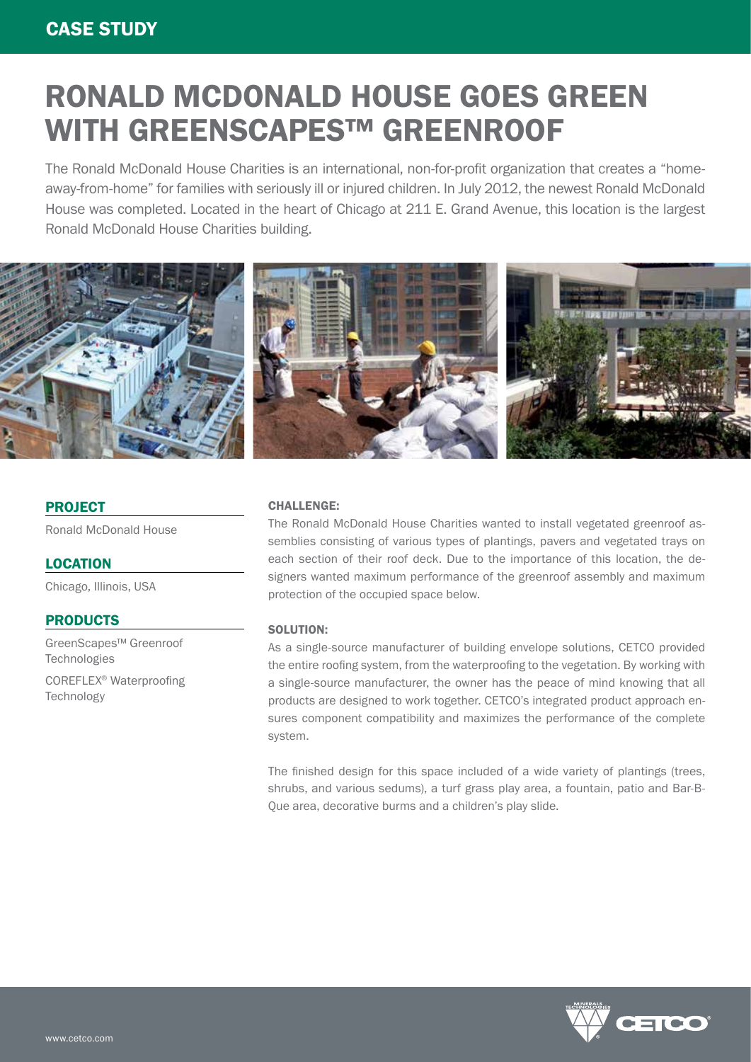CASE STUDY

# RONALD MCDONALD HOUSE GOES GREEN WITH GREENSCAPES™ GREENROOF

The Ronald McDonald House Charities is an international, non-for-profit organization that creates a "home-away-from-home" for families with seriously ill or injured children. In July 2012, the newest Ronald McDonald House was completed. Located in the heart of Chicago at 211 E. Grand Avenue, this location is the largest Ronald McDonald House Charities building.

## PROJECT

Ronald McDonald House

## LOCATION

Chicago, Illinois, USA

## PRODUCTS

GreenScapes™ Greenroof Technologies

COREFLEX® Waterproofing Technology

### CHALLENGE:

The Ronald McDonald House Charities wanted to install vegetated greenroof assemblies consisting of various types of plantings, pavers and vegetated trays on each section of their roof deck. Due to the importance of this location, the designers wanted maximum performance of the greenroof assembly and maximum protection of the occupied space below.

### SOLUTION:

As a single-source manufacturer of building envelope solutions, CETCO provided the entire roofing system, from the waterproofing to the vegetation. By working with a single-source manufacturer, the owner has the peace of mind knowing that all products are designed to work together. CETCO's integrated product approach ensures component compatibility and maximizes the performance of the complete system.

The finished design for this space included of a wide variety of plantings (trees, shrubs, and various sedums), a turf grass play area, a fountain, patio and Bar-B-Que area, decorative burms and a children's play slide.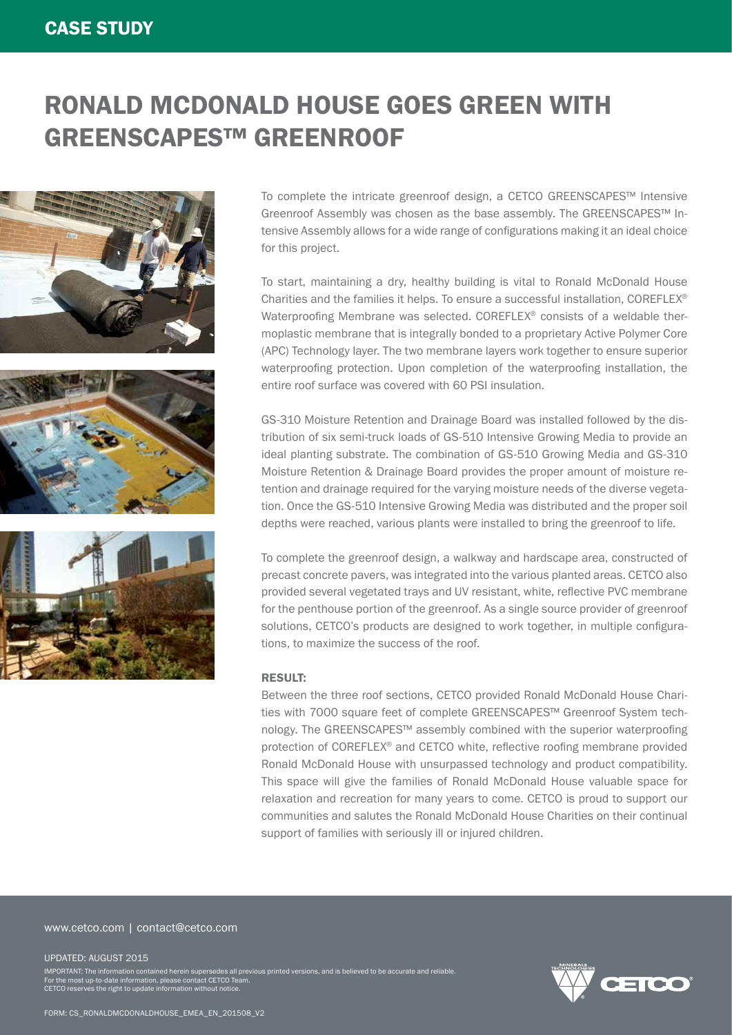# CASE STUDY

# RONALD MCDONALD HOUSE GOES GREEN WITH GREENSCAPES™ GREENROOF

To complete the intricate greenroof design, a CETCO GREENSCAPES™ Intensive Greenroof Assembly was chosen as the base assembly. The GREENSCAPES™ Intensive Assembly allows for a wide range of configurations making it an ideal choice for this project.

To start, maintaining a dry, healthy building is vital to Ronald McDonald House Charities and the families it helps. To ensure a successful installation, COREFLEX® Waterproofing Membrane was selected. COREFLEX® consists of a weldable thermoplastic membrane that is integrally bonded to a proprietary Active Polymer Core (APC) Technology layer. The two membrane layers work together to ensure superior waterproofing protection. Upon completion of the waterproofing installation, the entire roof surface was covered with 60 PSI insulation.

GS-310 Moisture Retention and Drainage Board was installed followed by the distribution of six semi-truck loads of GS-510 Intensive Growing Media to provide an ideal planting substrate. The combination of GS-510 Growing Media and GS-310 Moisture Retention & Drainage Board provides the proper amount of moisture retention and drainage required for the varying moisture needs of the diverse vegetation. Once the GS-510 Intensive Growing Media was distributed and the proper soil depths were reached, various plants were installed to bring the greenroof to life.

To complete the greenroof design, a walkway and hardscape area, constructed of precast concrete pavers, was integrated into the various planted areas. CETCO also provided several vegetated trays and UV resistant, white, reflective PVC membrane for the penthouse portion of the greenroof. As a single source provider of greenroof solutions, CETCO's products are designed to work together, in multiple configurations, to maximize the success of the roof.

### RESULT:

Between the three roof sections, CETCO provided Ronald McDonald House Charities with 7000 square feet of complete GREENSCAPES™ Greenroof System technology. The GREENSCAPES™ assembly combined with the superior waterproofing protection of COREFLEX® and CETCO white, reflective roofing membrane provided Ronald McDonald House with unsurpassed technology and product compatibility. This space will give the families of Ronald McDonald House valuable space for relaxation and recreation for many years to come. CETCO is proud to support our communities and salutes the Ronald McDonald House Charities on their continual support of families with seriously ill or injured children.

www.cetco.com | contact@cetco.com

UPDATED: AUGUST 2015

IMPORTANT: The information contained herein supersedes all previous printed versions, and is believed to be accurate and reliable. For the most up-to-date information, please contact CETCO Team. CETCO reserves the right to update information without notice.

FORM: CS_RONALDMCDONALDHOUSE_EMEA_EN_201508_V2